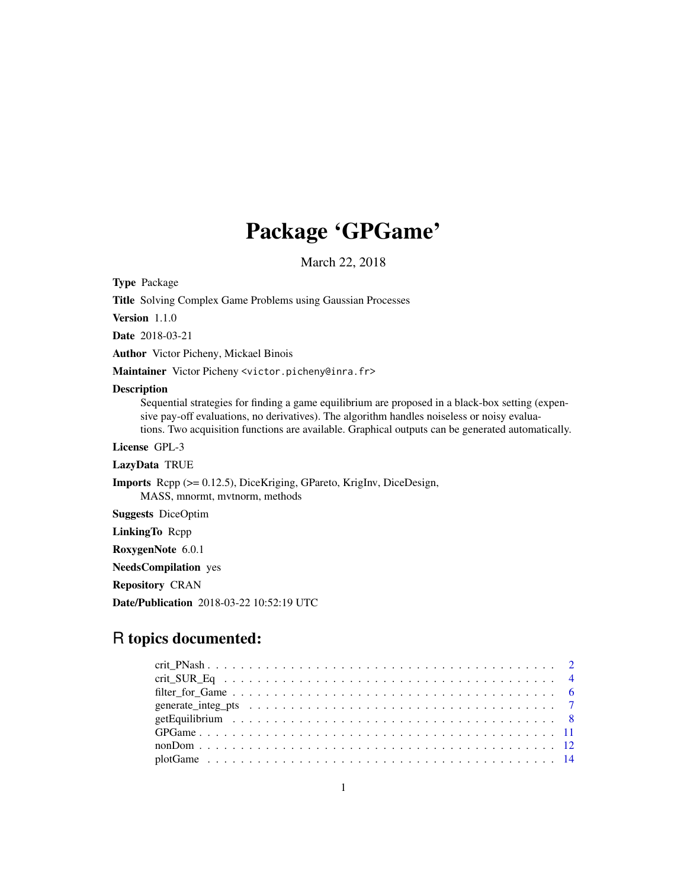# Package 'GPGame'

March 22, 2018

**Type** Package

**Title** Solving Complex Game Problems using Gaussian Processes

**Version** 1.1.0

**Date** 2018-03-21

**Author** Victor Picheny, Mickael Binois

**Maintainer** Victor Picheny <victor.picheny@inra.fr>

**Description**
Sequential strategies for finding a game equilibrium are proposed in a black-box setting (expensive pay-off evaluations, no derivatives). The algorithm handles noiseless or noisy evaluations. Two acquisition functions are available. Graphical outputs can be generated automatically.

**License** GPL-3

**LazyData** TRUE

**Imports** Rcpp (>= 0.12.5), DiceKriging, GPareto, KrigInv, DiceDesign, MASS, mnormt, mvtnorm, methods

**Suggests** DiceOptim

**LinkingTo** Rcpp

**RoxygenNote** 6.0.1

**NeedsCompilation** yes

**Repository** CRAN

**Date/Publication** 2018-03-22 10:52:19 UTC

## R topics documented:

| | |
|---|---|
| crit_PNash | 2 |
| crit_SUR_Eq | 4 |
| filter_for_Game | 6 |
| generate_integ_pts | 7 |
| getEquilibrium | 8 |
| GPGame | 11 |
| nonDom | 12 |
| plotGame | 14 |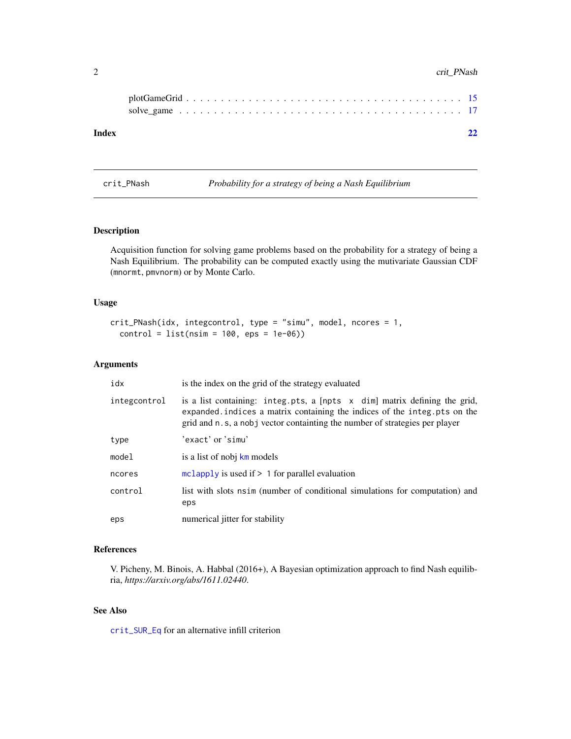plotGameGrid . . . . . . . . . . . . . . . . . . . . . . . . . . . . . . . . . . . . . 15
solve_game . . . . . . . . . . . . . . . . . . . . . . . . . . . . . . . . . . . . . . 17

**Index** **22**

---

`crit_PNash` *Probability for a strategy of being a Nash Equilibrium*

---

### Description

Acquisition function for solving game problems based on the probability for a strategy of being a Nash Equilibrium. The probability can be computed exactly using the mutivariate Gaussian CDF (`mnormt`, `pmvnorm`) or by Monte Carlo.

### Usage

```
crit_PNash(idx, integcontrol, type = "simu", model, ncores = 1,
  control = list(nsim = 100, eps = 1e-06))
```

### Arguments

| | |
|---|---|
| `idx` | is the index on the grid of the strategy evaluated |
| `integcontrol` | is a list containing: `integ.pts`, a `[npts x dim]` matrix defining the grid, `expanded.indices` a matrix containing the indices of the `integ.pts` on the grid and `n.s`, a `nobj` vector containting the number of strategies per player |
| `type` | 'exact' or 'simu' |
| `model` | is a list of nobj `km` models |
| `ncores` | `mclapply` is used if > 1 for parallel evaluation |
| `control` | list with slots `nsim` (number of conditional simulations for computation) and `eps` |
| `eps` | numerical jitter for stability |

### References

V. Picheny, M. Binois, A. Habbal (2016+), A Bayesian optimization approach to find Nash equilibria, *https://arxiv.org/abs/1611.02440*.

### See Also

`crit_SUR_Eq` for an alternative infill criterion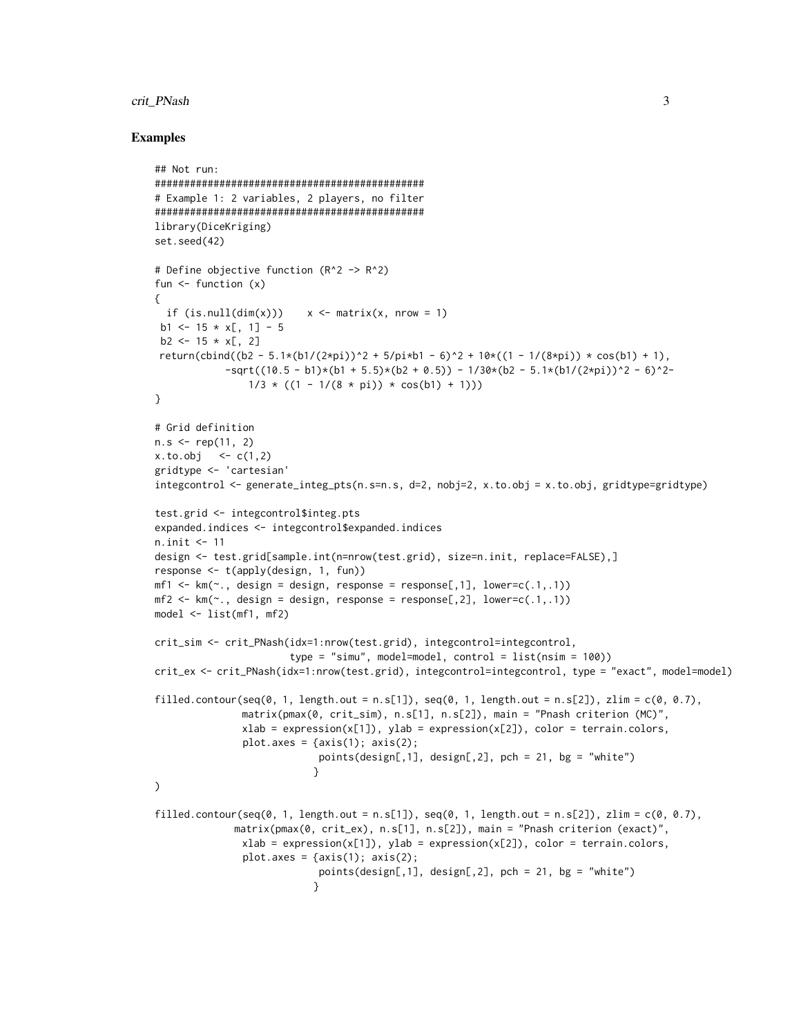### Examples

```
## Not run:
################################################
# Example 1: 2 variables, 2 players, no filter
################################################
library(DiceKriging)
set.seed(42)

# Define objective function (R^2 -> R^2)
fun <- function (x)
{
  if (is.null(dim(x)))    x <- matrix(x, nrow = 1)
 b1 <- 15 * x[, 1] - 5
 b2 <- 15 * x[, 2]
 return(cbind((b2 - 5.1*(b1/(2*pi))^2 + 5/pi*b1 - 6)^2 + 10*((1 - 1/(8*pi)) * cos(b1) + 1),
            -sqrt((10.5 - b1)*(b1 + 5.5)*(b2 + 0.5)) - 1/30*(b2 - 5.1*(b1/(2*pi))^2 - 6)^2-
               1/3 * ((1 - 1/(8 * pi)) * cos(b1) + 1)))
}

# Grid definition
n.s <- rep(11, 2)
x.to.obj   <- c(1,2)
gridtype <- 'cartesian'
integcontrol <- generate_integ_pts(n.s=n.s, d=2, nobj=2, x.to.obj = x.to.obj, gridtype=gridtype)

test.grid <- integcontrol$integ.pts
expanded.indices <- integcontrol$expanded.indices
n.init <- 11
design <- test.grid[sample.int(n=nrow(test.grid), size=n.init, replace=FALSE),]
response <- t(apply(design, 1, fun))
mf1 <- km(~., design = design, response = response[,1], lower=c(.1,.1))
mf2 <- km(~., design = design, response = response[,2], lower=c(.1,.1))
model <- list(mf1, mf2)

crit_sim <- crit_PNash(idx=1:nrow(test.grid), integcontrol=integcontrol,
                       type = "simu", model=model, control = list(nsim = 100))
crit_ex <- crit_PNash(idx=1:nrow(test.grid), integcontrol=integcontrol, type = "exact", model=model)

filled.contour(seq(0, 1, length.out = n.s[1]), seq(0, 1, length.out = n.s[2]), zlim = c(0, 0.7),
               matrix(pmax(0, crit_sim), n.s[1], n.s[2]), main = "Pnash criterion (MC)",
               xlab = expression(x[1]), ylab = expression(x[2]), color = terrain.colors,
               plot.axes = {axis(1); axis(2);
                            points(design[,1], design[,2], pch = 21, bg = "white")
                           }
)

filled.contour(seq(0, 1, length.out = n.s[1]), seq(0, 1, length.out = n.s[2]), zlim = c(0, 0.7),
              matrix(pmax(0, crit_ex), n.s[1], n.s[2]), main = "Pnash criterion (exact)",
               xlab = expression(x[1]), ylab = expression(x[2]), color = terrain.colors,
               plot.axes = {axis(1); axis(2);
                            points(design[,1], design[,2], pch = 21, bg = "white")
                           }
```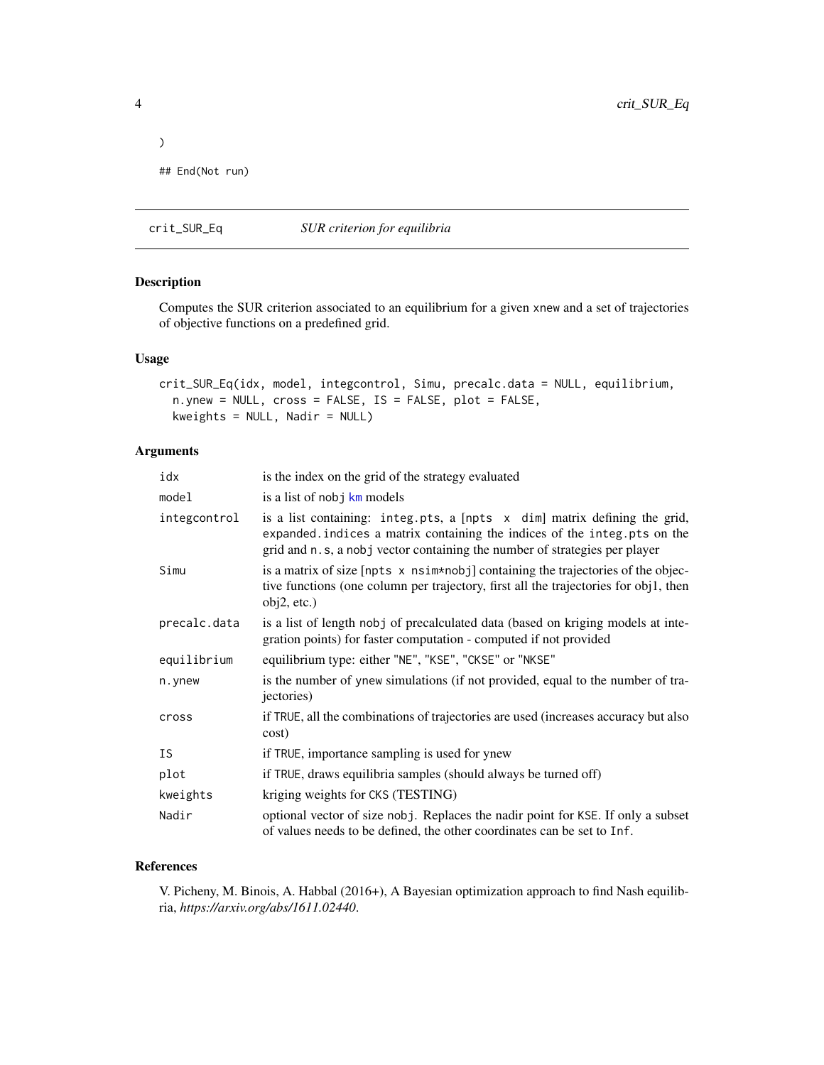```
)

## End(Not run)
```

## crit_SUR_Eq — *SUR criterion for equilibria*

### Description

Computes the SUR criterion associated to an equilibrium for a given xnew and a set of trajectories of objective functions on a predefined grid.

### Usage

```
crit_SUR_Eq(idx, model, integcontrol, Simu, precalc.data = NULL, equilibrium,
  n.ynew = NULL, cross = FALSE, IS = FALSE, plot = FALSE,
  kweights = NULL, Nadir = NULL)
```

### Arguments

| Argument | Description |
|---|---|
| idx | is the index on the grid of the strategy evaluated |
| model | is a list of nobj km models |
| integcontrol | is a list containing: integ.pts, a [npts x dim] matrix defining the grid, expanded.indices a matrix containing the indices of the integ.pts on the grid and n.s, a nobj vector containing the number of strategies per player |
| Simu | is a matrix of size [npts x nsim*nobj] containing the trajectories of the objective functions (one column per trajectory, first all the trajectories for obj1, then obj2, etc.) |
| precalc.data | is a list of length nobj of precalculated data (based on kriging models at integration points) for faster computation - computed if not provided |
| equilibrium | equilibrium type: either "NE", "KSE", "CKSE" or "NKSE" |
| n.ynew | is the number of ynew simulations (if not provided, equal to the number of trajectories) |
| cross | if TRUE, all the combinations of trajectories are used (increases accuracy but also cost) |
| IS | if TRUE, importance sampling is used for ynew |
| plot | if TRUE, draws equilibria samples (should always be turned off) |
| kweights | kriging weights for CKS (TESTING) |
| Nadir | optional vector of size nobj. Replaces the nadir point for KSE. If only a subset of values needs to be defined, the other coordinates can be set to Inf. |

### References

V. Picheny, M. Binois, A. Habbal (2016+), A Bayesian optimization approach to find Nash equilibria, *https://arxiv.org/abs/1611.02440*.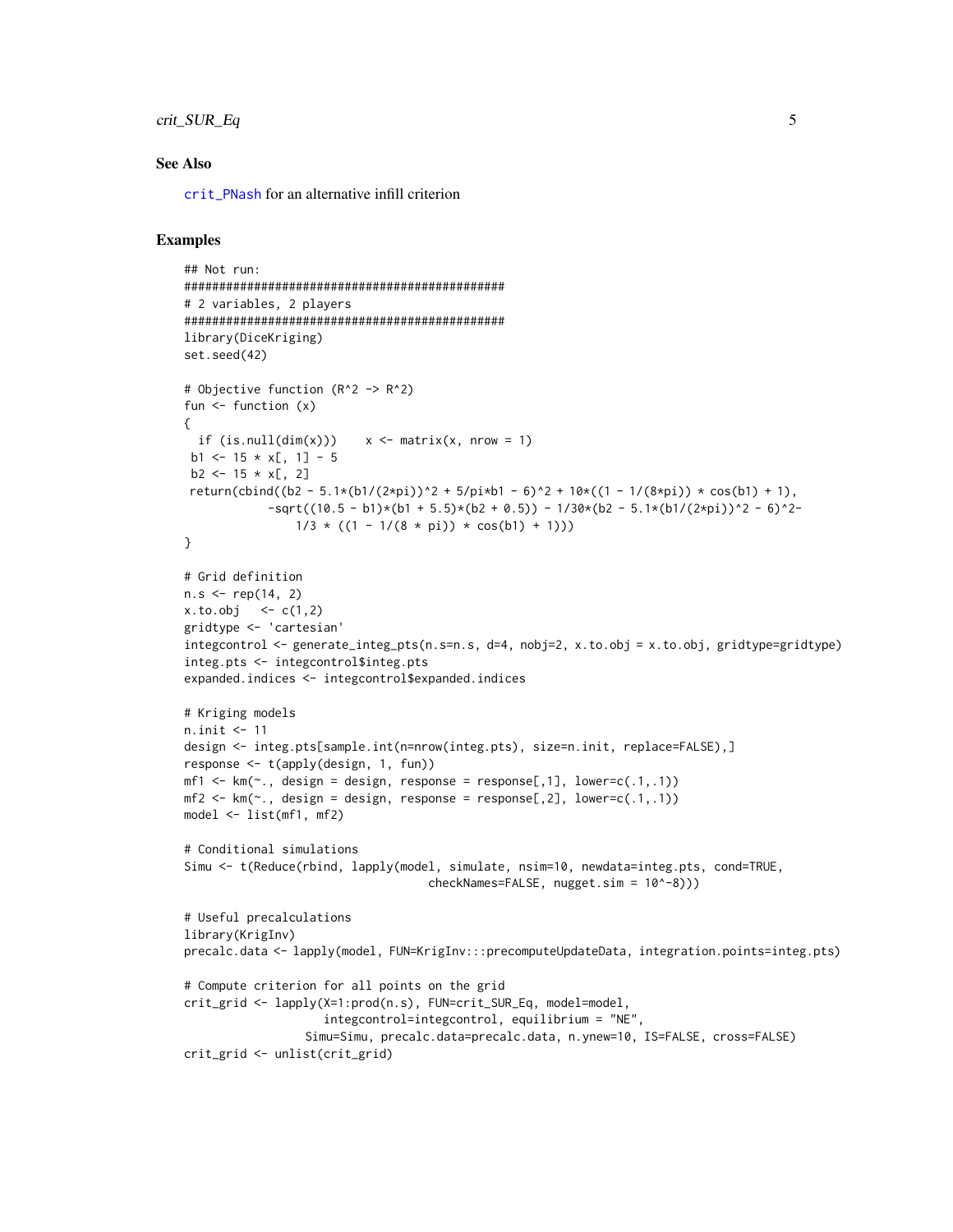## See Also

crit_PNash for an alternative infill criterion

## Examples

```
## Not run:
##############################################
# 2 variables, 2 players
##############################################
library(DiceKriging)
set.seed(42)

# Objective function (R^2 -> R^2)
fun <- function (x)
{
  if (is.null(dim(x)))    x <- matrix(x, nrow = 1)
 b1 <- 15 * x[, 1] - 5
 b2 <- 15 * x[, 2]
 return(cbind((b2 - 5.1*(b1/(2*pi))^2 + 5/pi*b1 - 6)^2 + 10*((1 - 1/(8*pi)) * cos(b1) + 1),
            -sqrt((10.5 - b1)*(b1 + 5.5)*(b2 + 0.5)) - 1/30*(b2 - 5.1*(b1/(2*pi))^2 - 6)^2-
                1/3 * ((1 - 1/(8 * pi)) * cos(b1) + 1)))
}

# Grid definition
n.s <- rep(14, 2)
x.to.obj   <- c(1,2)
gridtype <- 'cartesian'
integcontrol <- generate_integ_pts(n.s=n.s, d=4, nobj=2, x.to.obj = x.to.obj, gridtype=gridtype)
integ.pts <- integcontrol$integ.pts
expanded.indices <- integcontrol$expanded.indices

# Kriging models
n.init <- 11
design <- integ.pts[sample.int(n=nrow(integ.pts), size=n.init, replace=FALSE),]
response <- t(apply(design, 1, fun))
mf1 <- km(~., design = design, response = response[,1], lower=c(.1,.1))
mf2 <- km(~., design = design, response = response[,2], lower=c(.1,.1))
model <- list(mf1, mf2)

# Conditional simulations
Simu <- t(Reduce(rbind, lapply(model, simulate, nsim=10, newdata=integ.pts, cond=TRUE,
                                  checkNames=FALSE, nugget.sim = 10^-8)))

# Useful precalculations
library(KrigInv)
precalc.data <- lapply(model, FUN=KrigInv:::precomputeUpdateData, integration.points=integ.pts)

# Compute criterion for all points on the grid
crit_grid <- lapply(X=1:prod(n.s), FUN=crit_SUR_Eq, model=model,
                    integcontrol=integcontrol, equilibrium = "NE",
                 Simu=Simu, precalc.data=precalc.data, n.ynew=10, IS=FALSE, cross=FALSE)
crit_grid <- unlist(crit_grid)
```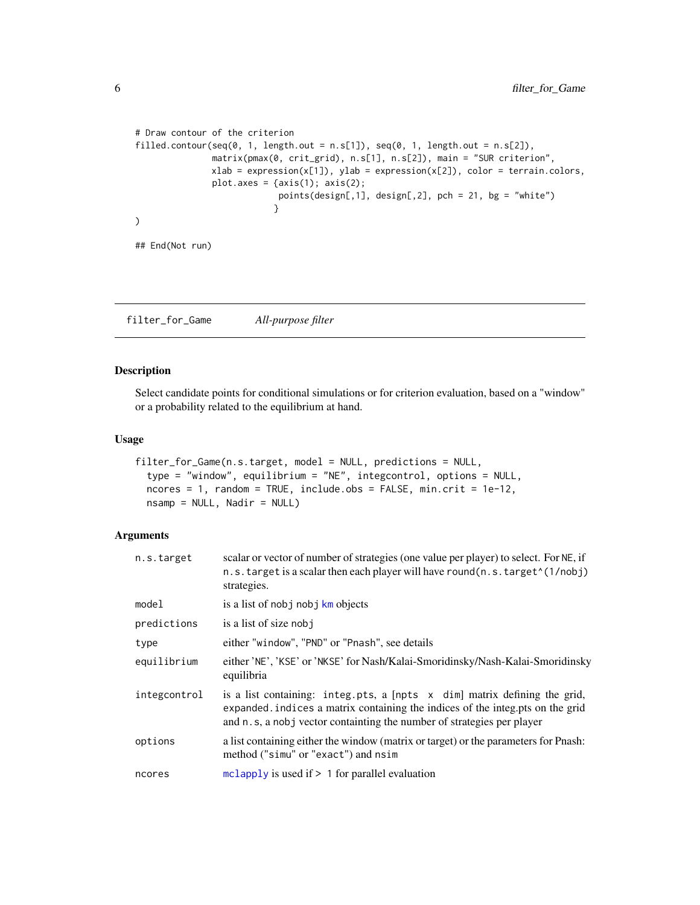```
# Draw contour of the criterion
filled.contour(seq(0, 1, length.out = n.s[1]), seq(0, 1, length.out = n.s[2]),
               matrix(pmax(0, crit_grid), n.s[1], n.s[2]), main = "SUR criterion",
               xlab = expression(x[1]), ylab = expression(x[2]), color = terrain.colors,
               plot.axes = {axis(1); axis(2);
                            points(design[,1], design[,2], pch = 21, bg = "white")
                           }
)

## End(Not run)
```

---

## filter_for_Game — *All-purpose filter*

### Description

Select candidate points for conditional simulations or for criterion evaluation, based on a "window" or a probability related to the equilibrium at hand.

### Usage

```
filter_for_Game(n.s.target, model = NULL, predictions = NULL,
  type = "window", equilibrium = "NE", integcontrol, options = NULL,
  ncores = 1, random = TRUE, include.obs = FALSE, min.crit = 1e-12,
  nsamp = NULL, Nadir = NULL)
```

### Arguments

| | |
|---|---|
| `n.s.target` | scalar or vector of number of strategies (one value per player) to select. For `NE`, if `n.s.target` is a scalar then each player will have `round(n.s.target^(1/nobj)` strategies. |
| `model` | is a list of `nobj` `nobj` `km` objects |
| `predictions` | is a list of size `nobj` |
| `type` | either `"window"`, `"PND"` or `"Pnash"`, see details |
| `equilibrium` | either 'NE', 'KSE' or 'NKSE' for Nash/Kalai-Smoridinsky/Nash-Kalai-Smoridinsky equilibria |
| `integcontrol` | is a list containing: `integ.pts`, a `[npts x dim]` matrix defining the grid, `expanded.indices` a matrix containing the indices of the integ.pts on the grid and `n.s`, a `nobj` vector containting the number of strategies per player |
| `options` | a list containing either the window (matrix or target) or the parameters for Pnash: method (`"simu"` or `"exact"`) and `nsim` |
| `ncores` | `mclapply` is used if > 1 for parallel evaluation |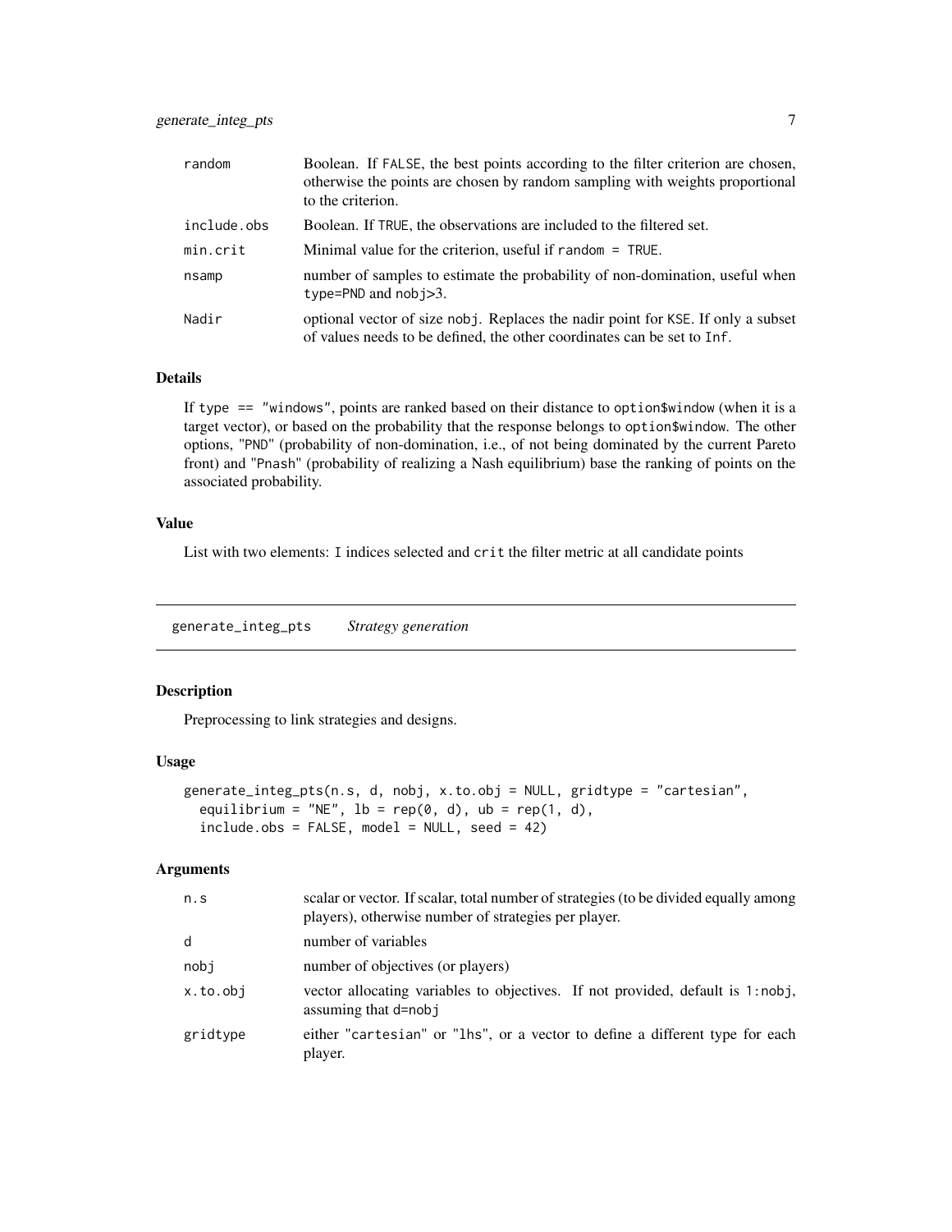| | |
|---|---|
| random | Boolean. If FALSE, the best points according to the filter criterion are chosen, otherwise the points are chosen by random sampling with weights proportional to the criterion. |
| include.obs | Boolean. If TRUE, the observations are included to the filtered set. |
| min.crit | Minimal value for the criterion, useful if random = TRUE. |
| nsamp | number of samples to estimate the probability of non-domination, useful when type=PND and nobj>3. |
| Nadir | optional vector of size nobj. Replaces the nadir point for KSE. If only a subset of values needs to be defined, the other coordinates can be set to Inf. |

### Details

If type == "windows", points are ranked based on their distance to option$window (when it is a target vector), or based on the probability that the response belongs to option$window. The other options, "PND" (probability of non-domination, i.e., of not being dominated by the current Pareto front) and "Pnash" (probability of realizing a Nash equilibrium) base the ranking of points on the associated probability.

### Value

List with two elements: I indices selected and crit the filter metric at all candidate points

## generate_integ_pts — *Strategy generation*

### Description

Preprocessing to link strategies and designs.

### Usage

```
generate_integ_pts(n.s, d, nobj, x.to.obj = NULL, gridtype = "cartesian",
  equilibrium = "NE", lb = rep(0, d), ub = rep(1, d),
  include.obs = FALSE, model = NULL, seed = 42)
```

### Arguments

| | |
|---|---|
| n.s | scalar or vector. If scalar, total number of strategies (to be divided equally among players), otherwise number of strategies per player. |
| d | number of variables |
| nobj | number of objectives (or players) |
| x.to.obj | vector allocating variables to objectives. If not provided, default is 1:nobj, assuming that d=nobj |
| gridtype | either "cartesian" or "lhs", or a vector to define a different type for each player. |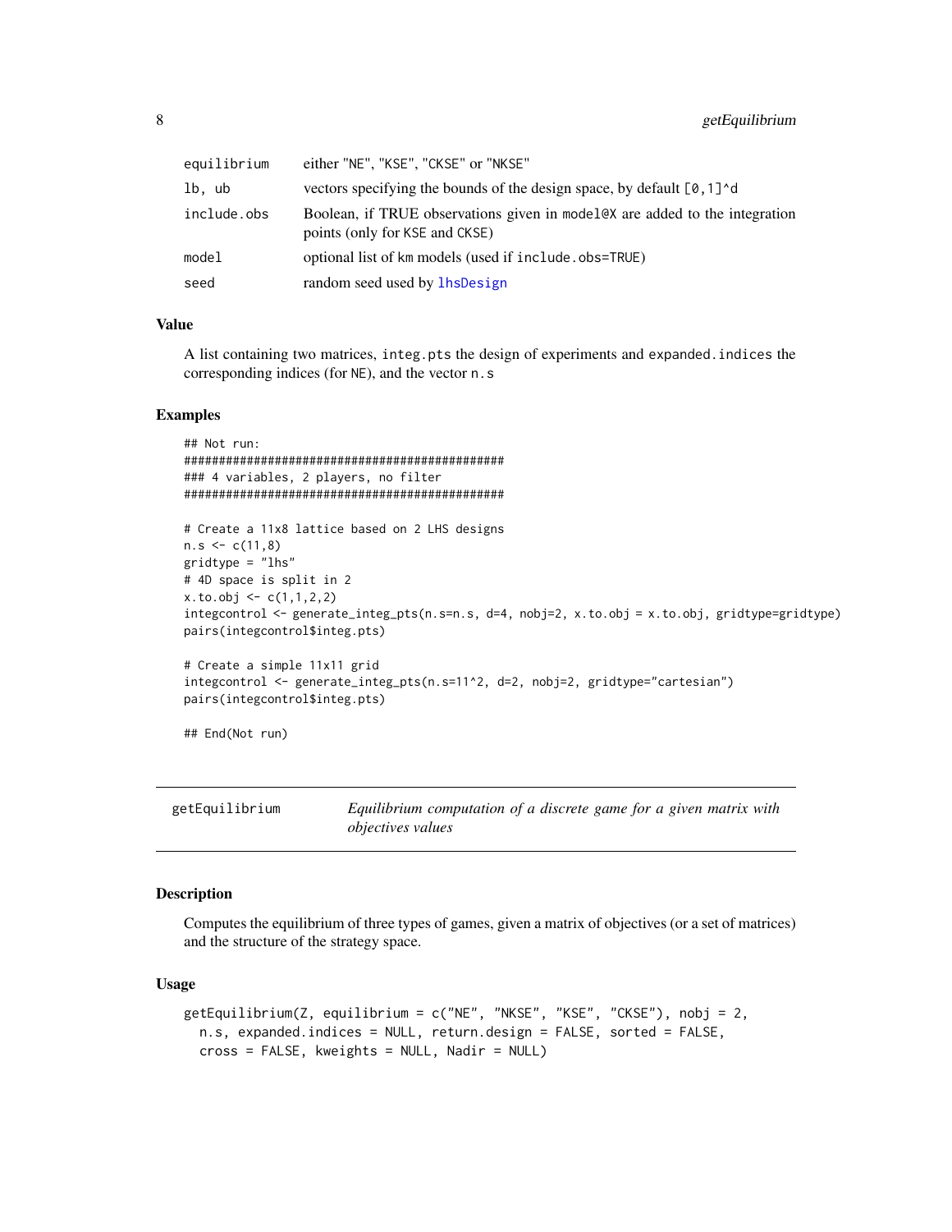| | |
|---|---|
| equilibrium | either "NE", "KSE", "CKSE" or "NKSE" |
| lb, ub | vectors specifying the bounds of the design space, by default [0,1]^d |
| include.obs | Boolean, if TRUE observations given in model@X are added to the integration points (only for KSE and CKSE) |
| model | optional list of km models (used if include.obs=TRUE) |
| seed | random seed used by lhsDesign |

### Value

A list containing two matrices, integ.pts the design of experiments and expanded.indices the corresponding indices (for NE), and the vector n.s

### Examples

```
## Not run:
##############################################
### 4 variables, 2 players, no filter
##############################################

# Create a 11x8 lattice based on 2 LHS designs
n.s <- c(11,8)
gridtype = "lhs"
# 4D space is split in 2
x.to.obj <- c(1,1,2,2)
integcontrol <- generate_integ_pts(n.s=n.s, d=4, nobj=2, x.to.obj = x.to.obj, gridtype=gridtype)
pairs(integcontrol$integ.pts)

# Create a simple 11x11 grid
integcontrol <- generate_integ_pts(n.s=11^2, d=2, nobj=2, gridtype="cartesian")
pairs(integcontrol$integ.pts)

## End(Not run)
```

---

## getEquilibrium — *Equilibrium computation of a discrete game for a given matrix with objectives values*

### Description

Computes the equilibrium of three types of games, given a matrix of objectives (or a set of matrices) and the structure of the strategy space.

### Usage

```
getEquilibrium(Z, equilibrium = c("NE", "NKSE", "KSE", "CKSE"), nobj = 2,
  n.s, expanded.indices = NULL, return.design = FALSE, sorted = FALSE,
  cross = FALSE, kweights = NULL, Nadir = NULL)
```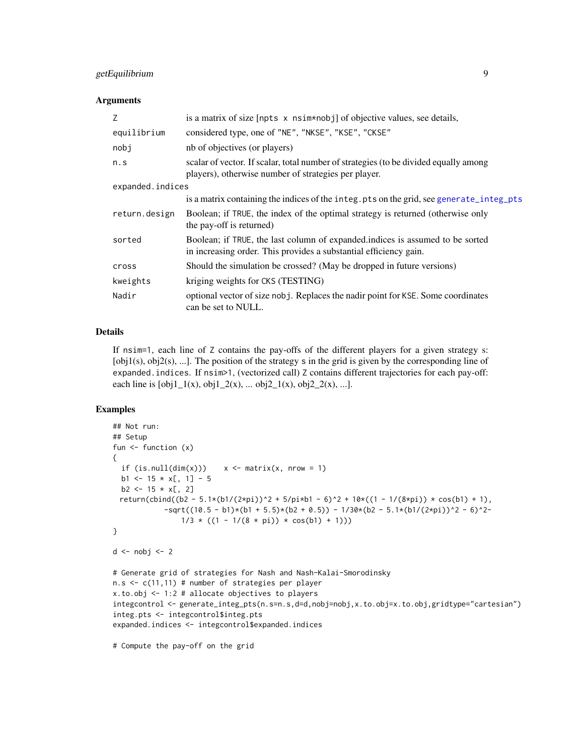### Arguments

| | |
|---|---|
| Z | is a matrix of size [npts x nsim*nobj] of objective values, see details, |
| equilibrium | considered type, one of "NE", "NKSE", "KSE", "CKSE" |
| nobj | nb of objectives (or players) |
| n.s | scalar of vector. If scalar, total number of strategies (to be divided equally among players), otherwise number of strategies per player. |
| expanded.indices | is a matrix containing the indices of the integ.pts on the grid, see generate_integ_pts |
| return.design | Boolean; if TRUE, the index of the optimal strategy is returned (otherwise only the pay-off is returned) |
| sorted | Boolean; if TRUE, the last column of expanded.indices is assumed to be sorted in increasing order. This provides a substantial efficiency gain. |
| cross | Should the simulation be crossed? (May be dropped in future versions) |
| kweights | kriging weights for CKS (TESTING) |
| Nadir | optional vector of size nobj. Replaces the nadir point for KSE. Some coordinates can be set to NULL. |

### Details

If nsim=1, each line of Z contains the pay-offs of the different players for a given strategy s: [obj1(s), obj2(s), ...]. The position of the strategy s in the grid is given by the corresponding line of expanded.indices. If nsim>1, (vectorized call) Z contains different trajectories for each pay-off: each line is [obj1_1(x), obj1_2(x), ... obj2_1(x), obj2_2(x), ...].

### Examples

```
## Not run:
## Setup
fun <- function (x)
{
  if (is.null(dim(x)))    x <- matrix(x, nrow = 1)
  b1 <- 15 * x[, 1] - 5
  b2 <- 15 * x[, 2]
  return(cbind((b2 - 5.1*(b1/(2*pi))^2 + 5/pi*b1 - 6)^2 + 10*((1 - 1/(8*pi)) * cos(b1) + 1),
           -sqrt((10.5 - b1)*(b1 + 5.5)*(b2 + 0.5)) - 1/30*(b2 - 5.1*(b1/(2*pi))^2 - 6)^2-
               1/3 * ((1 - 1/(8 * pi)) * cos(b1) + 1)))
}

d <- nobj <- 2

# Generate grid of strategies for Nash and Nash-Kalai-Smorodinsky
n.s <- c(11,11) # number of strategies per player
x.to.obj <- 1:2 # allocate objectives to players
integcontrol <- generate_integ_pts(n.s=n.s,d=d,nobj=nobj,x.to.obj=x.to.obj,gridtype="cartesian")
integ.pts <- integcontrol$integ.pts
expanded.indices <- integcontrol$expanded.indices

# Compute the pay-off on the grid
```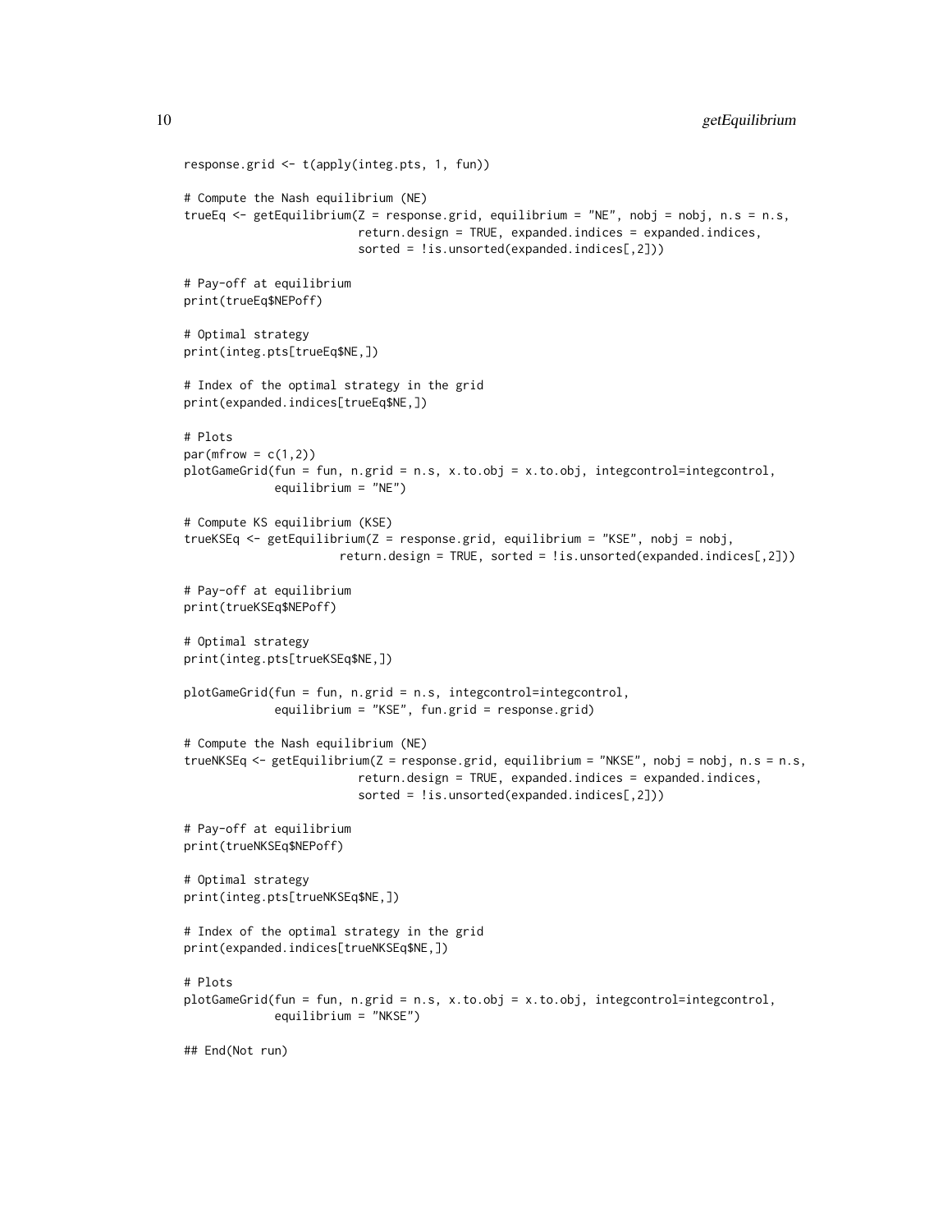```
response.grid <- t(apply(integ.pts, 1, fun))

# Compute the Nash equilibrium (NE)
trueEq <- getEquilibrium(Z = response.grid, equilibrium = "NE", nobj = nobj, n.s = n.s,
                         return.design = TRUE, expanded.indices = expanded.indices,
                         sorted = !is.unsorted(expanded.indices[,2]))

# Pay-off at equilibrium
print(trueEq$NEPoff)

# Optimal strategy
print(integ.pts[trueEq$NE,])

# Index of the optimal strategy in the grid
print(expanded.indices[trueEq$NE,])

# Plots
par(mfrow = c(1,2))
plotGameGrid(fun = fun, n.grid = n.s, x.to.obj = x.to.obj, integcontrol=integcontrol,
             equilibrium = "NE")

# Compute KS equilibrium (KSE)
trueKSEq <- getEquilibrium(Z = response.grid, equilibrium = "KSE", nobj = nobj,
                       return.design = TRUE, sorted = !is.unsorted(expanded.indices[,2]))

# Pay-off at equilibrium
print(trueKSEq$NEPoff)

# Optimal strategy
print(integ.pts[trueKSEq$NE,])

plotGameGrid(fun = fun, n.grid = n.s, integcontrol=integcontrol,
             equilibrium = "KSE", fun.grid = response.grid)

# Compute the Nash equilibrium (NE)
trueNKSEq <- getEquilibrium(Z = response.grid, equilibrium = "NKSE", nobj = nobj, n.s = n.s,
                         return.design = TRUE, expanded.indices = expanded.indices,
                         sorted = !is.unsorted(expanded.indices[,2]))

# Pay-off at equilibrium
print(trueNKSEq$NEPoff)

# Optimal strategy
print(integ.pts[trueNKSEq$NE,])

# Index of the optimal strategy in the grid
print(expanded.indices[trueNKSEq$NE,])

# Plots
plotGameGrid(fun = fun, n.grid = n.s, x.to.obj = x.to.obj, integcontrol=integcontrol,
             equilibrium = "NKSE")

## End(Not run)
```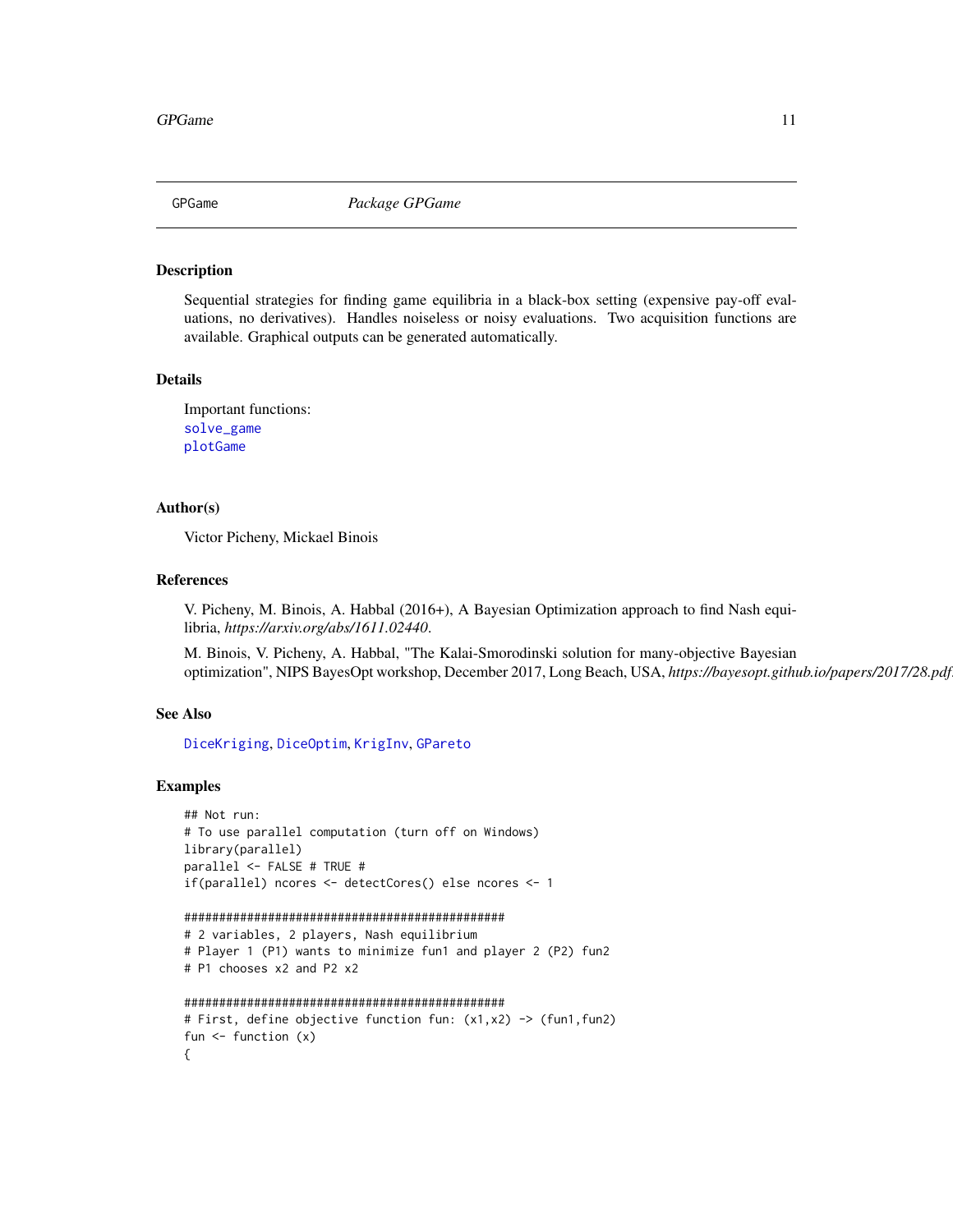GPGame *Package GPGame*

## Description

Sequential strategies for finding game equilibria in a black-box setting (expensive pay-off evaluations, no derivatives). Handles noiseless or noisy evaluations. Two acquisition functions are available. Graphical outputs can be generated automatically.

## Details

Important functions:
solve_game
plotGame

## Author(s)

Victor Picheny, Mickael Binois

## References

V. Picheny, M. Binois, A. Habbal (2016+), A Bayesian Optimization approach to find Nash equilibria, *https://arxiv.org/abs/1611.02440*.

M. Binois, V. Picheny, A. Habbal, "The Kalai-Smorodinski solution for many-objective Bayesian optimization", NIPS BayesOpt workshop, December 2017, Long Beach, USA, *https://bayesopt.github.io/papers/2017/28.pdf*.

## See Also

DiceKriging, DiceOptim, KrigInv, GPareto

## Examples

```
## Not run:
# To use parallel computation (turn off on Windows)
library(parallel)
parallel <- FALSE # TRUE #
if(parallel) ncores <- detectCores() else ncores <- 1

################################################
# 2 variables, 2 players, Nash equilibrium
# Player 1 (P1) wants to minimize fun1 and player 2 (P2) fun2
# P1 chooses x2 and P2 x2

################################################
# First, define objective function fun: (x1,x2) -> (fun1,fun2)
fun <- function (x)
{
```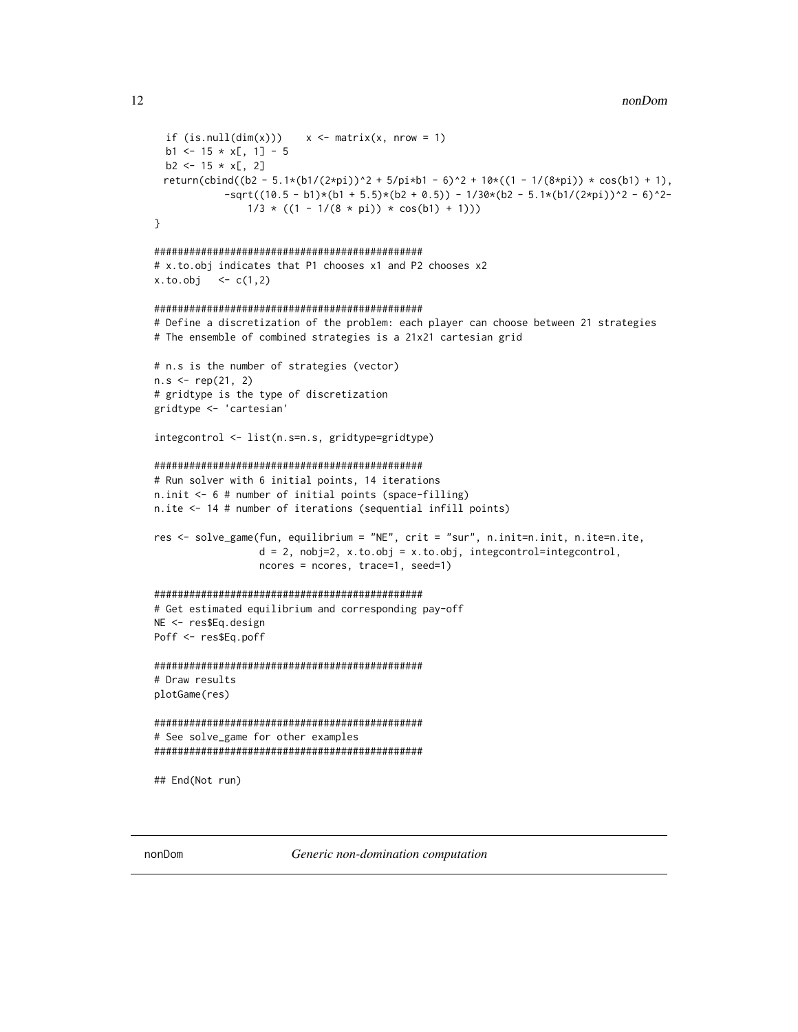```
  if (is.null(dim(x)))    x <- matrix(x, nrow = 1)
  b1 <- 15 * x[, 1] - 5
  b2 <- 15 * x[, 2]
  return(cbind((b2 - 5.1*(b1/(2*pi))^2 + 5/pi*b1 - 6)^2 + 10*((1 - 1/(8*pi)) * cos(b1) + 1),
            -sqrt((10.5 - b1)*(b1 + 5.5)*(b2 + 0.5)) - 1/30*(b2 - 5.1*(b1/(2*pi))^2 - 6)^2-
               1/3 * ((1 - 1/(8 * pi)) * cos(b1) + 1)))
}

##############################################
# x.to.obj indicates that P1 chooses x1 and P2 chooses x2
x.to.obj   <- c(1,2)

##############################################
# Define a discretization of the problem: each player can choose between 21 strategies
# The ensemble of combined strategies is a 21x21 cartesian grid

# n.s is the number of strategies (vector)
n.s <- rep(21, 2)
# gridtype is the type of discretization
gridtype <- 'cartesian'

integcontrol <- list(n.s=n.s, gridtype=gridtype)

##############################################
# Run solver with 6 initial points, 14 iterations
n.init <- 6 # number of initial points (space-filling)
n.ite <- 14 # number of iterations (sequential infill points)

res <- solve_game(fun, equilibrium = "NE", crit = "sur", n.init=n.init, n.ite=n.ite,
                  d = 2, nobj=2, x.to.obj = x.to.obj, integcontrol=integcontrol,
                  ncores = ncores, trace=1, seed=1)

##############################################
# Get estimated equilibrium and corresponding pay-off
NE <- res$Eq.design
Poff <- res$Eq.poff

##############################################
# Draw results
plotGame(res)

##############################################
# See solve_game for other examples
##############################################

## End(Not run)
```

---

**nonDom** *Generic non-domination computation*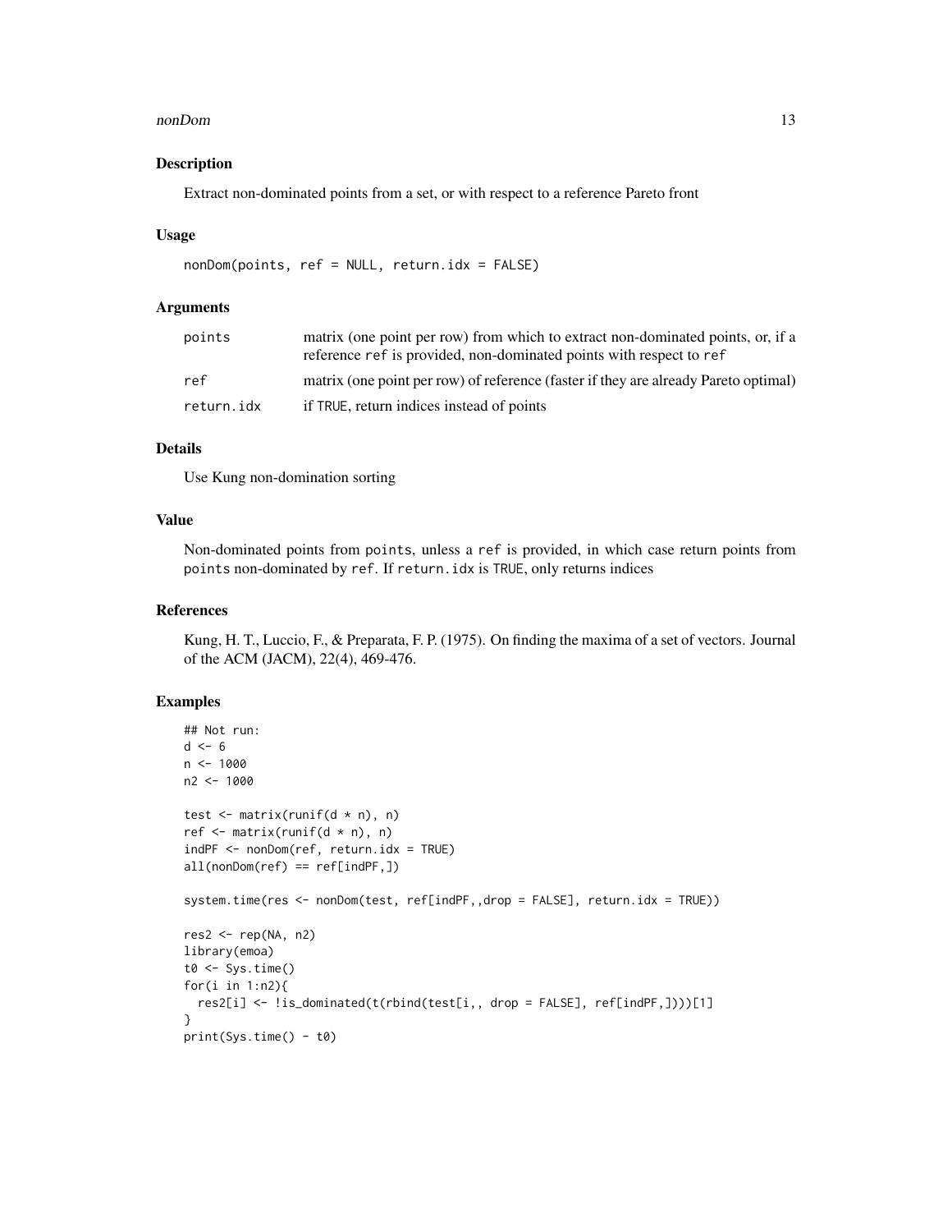## Description

Extract non-dominated points from a set, or with respect to a reference Pareto front

## Usage

```
nonDom(points, ref = NULL, return.idx = FALSE)
```

## Arguments

| | |
|---|---|
| points | matrix (one point per row) from which to extract non-dominated points, or, if a reference `ref` is provided, non-dominated points with respect to `ref` |
| ref | matrix (one point per row) of reference (faster if they are already Pareto optimal) |
| return.idx | if `TRUE`, return indices instead of points |

## Details

Use Kung non-domination sorting

## Value

Non-dominated points from `points`, unless a `ref` is provided, in which case return points from `points` non-dominated by `ref`. If `return.idx` is `TRUE`, only returns indices

## References

Kung, H. T., Luccio, F., & Preparata, F. P. (1975). On finding the maxima of a set of vectors. Journal of the ACM (JACM), 22(4), 469-476.

## Examples

```
## Not run:
d <- 6
n <- 1000
n2 <- 1000

test <- matrix(runif(d * n), n)
ref <- matrix(runif(d * n), n)
indPF <- nonDom(ref, return.idx = TRUE)
all(nonDom(ref) == ref[indPF,])

system.time(res <- nonDom(test, ref[indPF,,drop = FALSE], return.idx = TRUE))

res2 <- rep(NA, n2)
library(emoa)
t0 <- Sys.time()
for(i in 1:n2){
  res2[i] <- !is_dominated(t(rbind(test[i,, drop = FALSE], ref[indPF,])))[1]
}
print(Sys.time() - t0)
```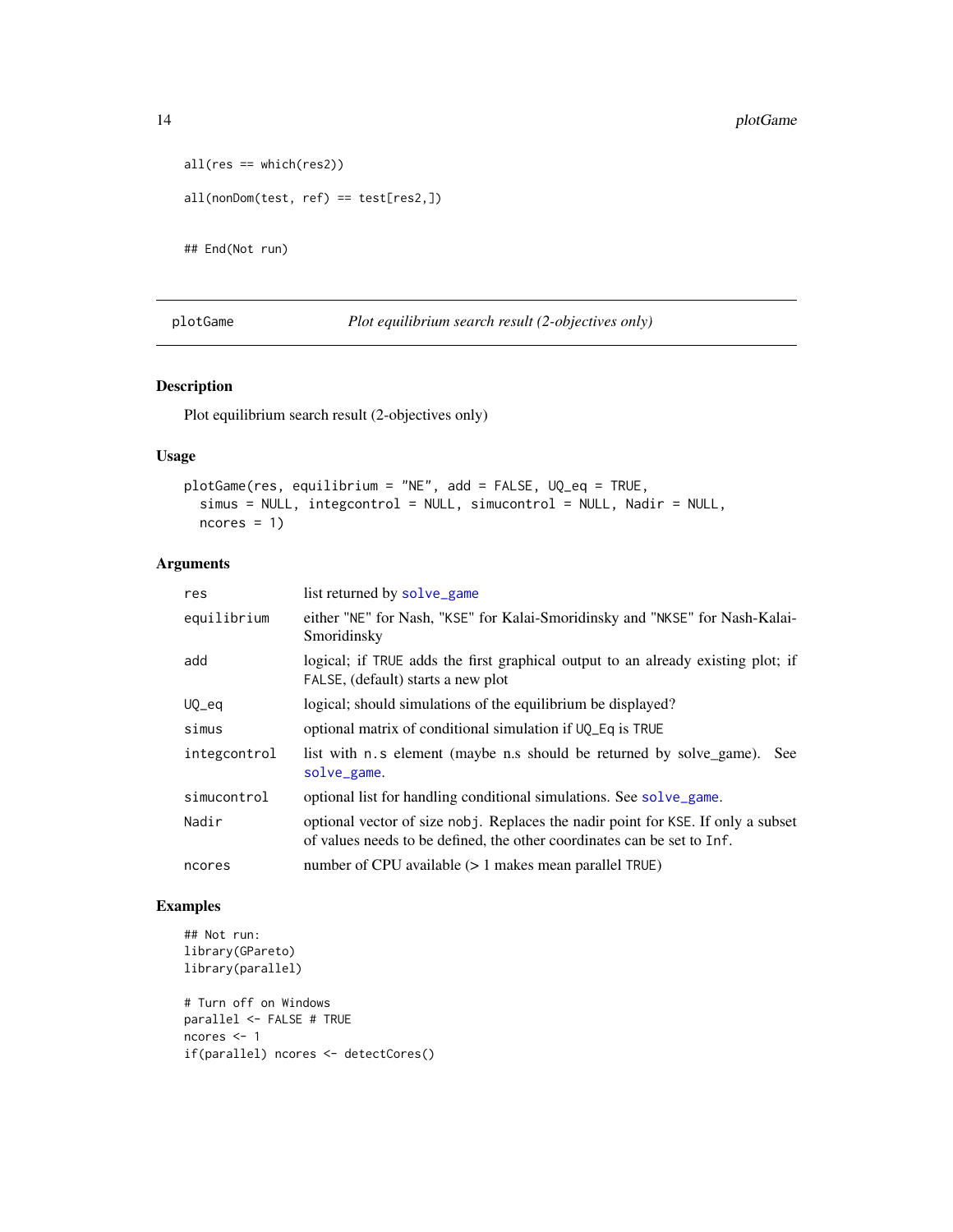```
all(res == which(res2))

all(nonDom(test, ref) == test[res2,])


## End(Not run)
```

## plotGame — *Plot equilibrium search result (2-objectives only)*

### Description

Plot equilibrium search result (2-objectives only)

### Usage

```
plotGame(res, equilibrium = "NE", add = FALSE, UQ_eq = TRUE,
  simus = NULL, integcontrol = NULL, simucontrol = NULL, Nadir = NULL,
  ncores = 1)
```

### Arguments

| | |
|---|---|
| res | list returned by solve_game |
| equilibrium | either "NE" for Nash, "KSE" for Kalai-Smoridinsky and "NKSE" for Nash-Kalai-Smoridinsky |
| add | logical; if TRUE adds the first graphical output to an already existing plot; if FALSE, (default) starts a new plot |
| UQ_eq | logical; should simulations of the equilibrium be displayed? |
| simus | optional matrix of conditional simulation if UQ_Eq is TRUE |
| integcontrol | list with n.s element (maybe n.s should be returned by solve_game). See solve_game. |
| simucontrol | optional list for handling conditional simulations. See solve_game. |
| Nadir | optional vector of size nobj. Replaces the nadir point for KSE. If only a subset of values needs to be defined, the other coordinates can be set to Inf. |
| ncores | number of CPU available (> 1 makes mean parallel TRUE) |

### Examples

```
## Not run:
library(GPareto)
library(parallel)

# Turn off on Windows
parallel <- FALSE # TRUE
ncores <- 1
if(parallel) ncores <- detectCores()
```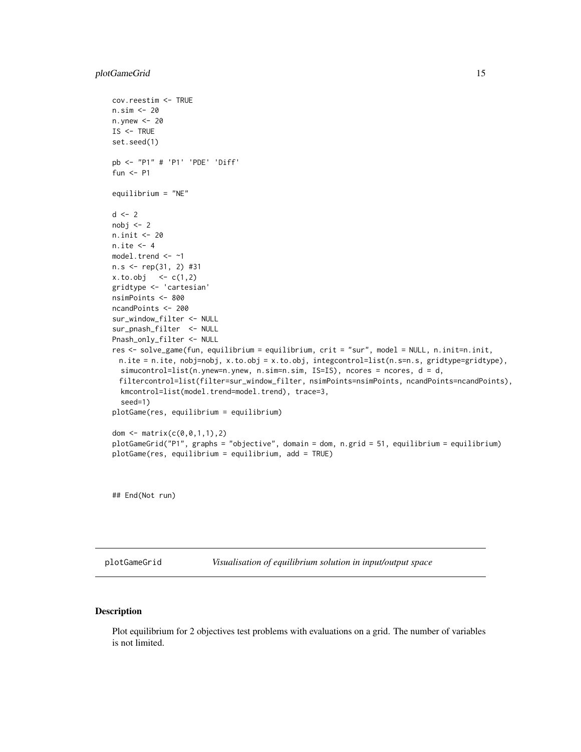```
cov.reestim <- TRUE
n.sim <- 20
n.ynew <- 20
IS <- TRUE
set.seed(1)

pb <- "P1" # 'P1' 'PDE' 'Diff'
fun <- P1

equilibrium = "NE"

d <- 2
nobj <- 2
n.init <- 20
n.ite <- 4
model.trend <- ~1
n.s <- rep(31, 2) #31
x.to.obj   <- c(1,2)
gridtype <- 'cartesian'
nsimPoints <- 800
ncandPoints <- 200
sur_window_filter <- NULL
sur_pnash_filter  <- NULL
Pnash_only_filter <- NULL
res <- solve_game(fun, equilibrium = equilibrium, crit = "sur", model = NULL, n.init=n.init,
  n.ite = n.ite, nobj=nobj, x.to.obj = x.to.obj, integcontrol=list(n.s=n.s, gridtype=gridtype),
   simucontrol=list(n.ynew=n.ynew, n.sim=n.sim, IS=IS), ncores = ncores, d = d,
  filtercontrol=list(filter=sur_window_filter, nsimPoints=nsimPoints, ncandPoints=ncandPoints),
   kmcontrol=list(model.trend=model.trend), trace=3,
   seed=1)
plotGame(res, equilibrium = equilibrium)

dom <- matrix(c(0,0,1,1),2)
plotGameGrid("P1", graphs = "objective", domain = dom, n.grid = 51, equilibrium = equilibrium)
plotGame(res, equilibrium = equilibrium, add = TRUE)


## End(Not run)
```

---

## plotGameGrid — *Visualisation of equilibrium solution in input/output space*

---

### Description

Plot equilibrium for 2 objectives test problems with evaluations on a grid. The number of variables is not limited.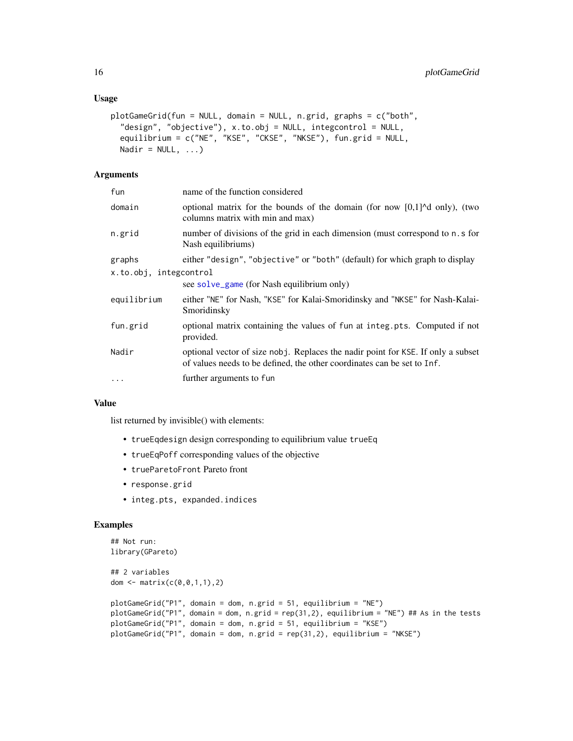### Usage

```
plotGameGrid(fun = NULL, domain = NULL, n.grid, graphs = c("both",
  "design", "objective"), x.to.obj = NULL, integcontrol = NULL,
  equilibrium = c("NE", "KSE", "CKSE", "NKSE"), fun.grid = NULL,
  Nadir = NULL, ...)
```

### Arguments

| | |
|---|---|
| `fun` | name of the function considered |
| `domain` | optional matrix for the bounds of the domain (for now [0,1]^d only), (two columns matrix with min and max) |
| `n.grid` | number of divisions of the grid in each dimension (must correspond to `n.s` for Nash equilibriums) |
| `graphs` | either `"design"`, `"objective"` or `"both"` (default) for which graph to display |
| `x.to.obj, integcontrol` | see `solve_game` (for Nash equilibrium only) |
| `equilibrium` | either "NE" for Nash, "KSE" for Kalai-Smoridinsky and "NKSE" for Nash-Kalai-Smoridinsky |
| `fun.grid` | optional matrix containing the values of `fun` at `integ.pts`. Computed if not provided. |
| `Nadir` | optional vector of size `nobj`. Replaces the nadir point for `KSE`. If only a subset of values needs to be defined, the other coordinates can be set to `Inf`. |
| `...` | further arguments to `fun` |

### Value

list returned by invisible() with elements:

- `trueEqdesign` design corresponding to equilibrium value `trueEq`
- `trueEqPoff` corresponding values of the objective
- `trueParetoFront` Pareto front
- `response.grid`
- `integ.pts, expanded.indices`

### Examples

```
## Not run:
library(GPareto)

## 2 variables
dom <- matrix(c(0,0,1,1),2)

plotGameGrid("P1", domain = dom, n.grid = 51, equilibrium = "NE")
plotGameGrid("P1", domain = dom, n.grid = rep(31,2), equilibrium = "NE") ## As in the tests
plotGameGrid("P1", domain = dom, n.grid = 51, equilibrium = "KSE")
plotGameGrid("P1", domain = dom, n.grid = rep(31,2), equilibrium = "NKSE")
```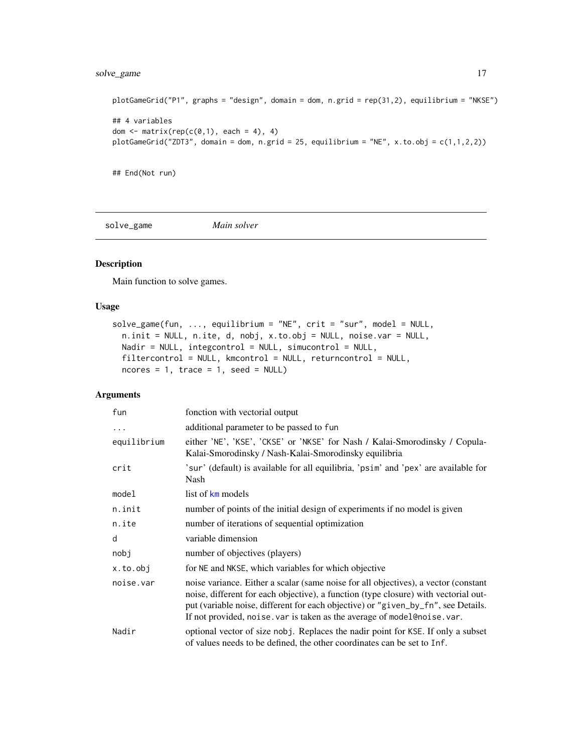```
plotGameGrid("P1", graphs = "design", domain = dom, n.grid = rep(31,2), equilibrium = "NKSE")

## 4 variables
dom <- matrix(rep(c(0,1), each = 4), 4)
plotGameGrid("ZDT3", domain = dom, n.grid = 25, equilibrium = "NE", x.to.obj = c(1,1,2,2))


## End(Not run)
```

## solve_game *Main solver*

### Description

Main function to solve games.

### Usage

```
solve_game(fun, ..., equilibrium = "NE", crit = "sur", model = NULL,
  n.init = NULL, n.ite, d, nobj, x.to.obj = NULL, noise.var = NULL,
  Nadir = NULL, integcontrol = NULL, simucontrol = NULL,
  filtercontrol = NULL, kmcontrol = NULL, returncontrol = NULL,
  ncores = 1, trace = 1, seed = NULL)
```

### Arguments

| | |
|---|---|
| `fun` | fonction with vectorial output |
| `...` | additional parameter to be passed to `fun` |
| `equilibrium` | either 'NE', 'KSE', 'CKSE' or 'NKSE' for Nash / Kalai-Smorodinsky / Copula-Kalai-Smorodinsky / Nash-Kalai-Smorodinsky equilibria |
| `crit` | 'sur' (default) is available for all equilibria, 'psim' and 'pex' are available for Nash |
| `model` | list of km models |
| `n.init` | number of points of the initial design of experiments if no model is given |
| `n.ite` | number of iterations of sequential optimization |
| `d` | variable dimension |
| `nobj` | number of objectives (players) |
| `x.to.obj` | for NE and NKSE, which variables for which objective |
| `noise.var` | noise variance. Either a scalar (same noise for all objectives), a vector (constant noise, different for each objective), a function (type closure) with vectorial output (variable noise, different for each objective) or "given_by_fn", see Details. If not provided, `noise.var` is taken as the average of `model@noise.var`. |
| `Nadir` | optional vector of size `nobj`. Replaces the nadir point for KSE. If only a subset of values needs to be defined, the other coordinates can be set to `Inf`. |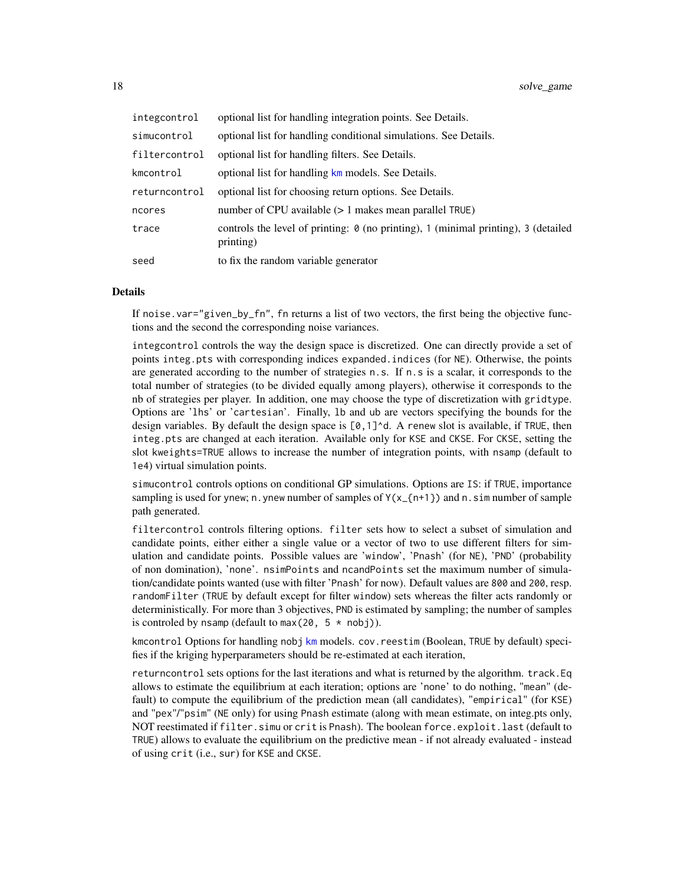| | |
|---|---|
| integcontrol | optional list for handling integration points. See Details. |
| simucontrol | optional list for handling conditional simulations. See Details. |
| filtercontrol | optional list for handling filters. See Details. |
| kmcontrol | optional list for handling km models. See Details. |
| returncontrol | optional list for choosing return options. See Details. |
| ncores | number of CPU available (> 1 makes mean parallel TRUE) |
| trace | controls the level of printing: 0 (no printing), 1 (minimal printing), 3 (detailed printing) |
| seed | to fix the random variable generator |

## Details

If noise.var="given_by_fn", fn returns a list of two vectors, the first being the objective functions and the second the corresponding noise variances.

integcontrol controls the way the design space is discretized. One can directly provide a set of points integ.pts with corresponding indices expanded.indices (for NE). Otherwise, the points are generated according to the number of strategies n.s. If n.s is a scalar, it corresponds to the total number of strategies (to be divided equally among players), otherwise it corresponds to the nb of strategies per player. In addition, one may choose the type of discretization with gridtype. Options are 'lhs' or 'cartesian'. Finally, lb and ub are vectors specifying the bounds for the design variables. By default the design space is [0,1]^d. A renew slot is available, if TRUE, then integ.pts are changed at each iteration. Available only for KSE and CKSE. For CKSE, setting the slot kweights=TRUE allows to increase the number of integration points, with nsamp (default to 1e4) virtual simulation points.

simucontrol controls options on conditional GP simulations. Options are IS: if TRUE, importance sampling is used for ynew; n.ynew number of samples of Y(x_{n+1}) and n.sim number of sample path generated.

filtercontrol controls filtering options. filter sets how to select a subset of simulation and candidate points, either either a single value or a vector of two to use different filters for simulation and candidate points. Possible values are 'window', 'Pnash' (for NE), 'PND' (probability of non domination), 'none'. nsimPoints and ncandPoints set the maximum number of simulation/candidate points wanted (use with filter 'Pnash' for now). Default values are 800 and 200, resp. randomFilter (TRUE by default except for filter window) sets whereas the filter acts randomly or deterministically. For more than 3 objectives, PND is estimated by sampling; the number of samples is controled by nsamp (default to max(20, 5 * nobj)).

kmcontrol Options for handling nobj km models. cov.reestim (Boolean, TRUE by default) specifies if the kriging hyperparameters should be re-estimated at each iteration,

returncontrol sets options for the last iterations and what is returned by the algorithm. track.Eq allows to estimate the equilibrium at each iteration; options are 'none' to do nothing, "mean" (default) to compute the equilibrium of the prediction mean (all candidates), "empirical" (for KSE) and "pex"/"psim" (NE only) for using Pnash estimate (along with mean estimate, on integ.pts only, NOT reestimated if filter.simu or crit is Pnash). The boolean force.exploit.last (default to TRUE) allows to evaluate the equilibrium on the predictive mean - if not already evaluated - instead of using crit (i.e., sur) for KSE and CKSE.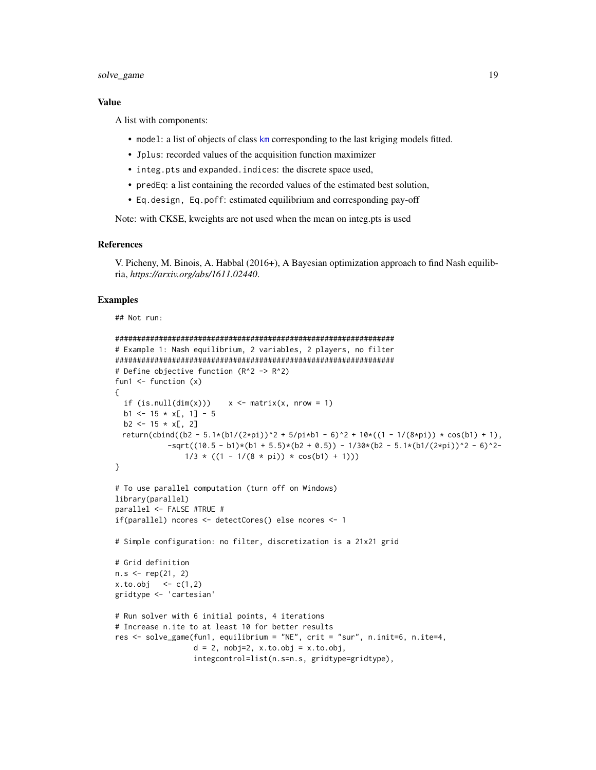### Value

A list with components:

- `model`: a list of objects of class `km` corresponding to the last kriging models fitted.
- `Jplus`: recorded values of the acquisition function maximizer
- `integ.pts` and `expanded.indices`: the discrete space used,
- `predEq`: a list containing the recorded values of the estimated best solution,
- `Eq.design, Eq.poff`: estimated equilibrium and corresponding pay-off

Note: with CKSE, kweights are not used when the mean on integ.pts is used

### References

V. Picheny, M. Binois, A. Habbal (2016+), A Bayesian optimization approach to find Nash equilibria, *https://arxiv.org/abs/1611.02440*.

### Examples

```
## Not run:

################################################################
# Example 1: Nash equilibrium, 2 variables, 2 players, no filter
################################################################
# Define objective function (R^2 -> R^2)
fun1 <- function (x)
{
  if (is.null(dim(x)))    x <- matrix(x, nrow = 1)
  b1 <- 15 * x[, 1] - 5
  b2 <- 15 * x[, 2]
  return(cbind((b2 - 5.1*(b1/(2*pi))^2 + 5/pi*b1 - 6)^2 + 10*((1 - 1/(8*pi)) * cos(b1) + 1),
            -sqrt((10.5 - b1)*(b1 + 5.5)*(b2 + 0.5)) - 1/30*(b2 - 5.1*(b1/(2*pi))^2 - 6)^2-
               1/3 * ((1 - 1/(8 * pi)) * cos(b1) + 1)))
}

# To use parallel computation (turn off on Windows)
library(parallel)
parallel <- FALSE #TRUE #
if(parallel) ncores <- detectCores() else ncores <- 1

# Simple configuration: no filter, discretization is a 21x21 grid

# Grid definition
n.s <- rep(21, 2)
x.to.obj   <- c(1,2)
gridtype <- 'cartesian'

# Run solver with 6 initial points, 4 iterations
# Increase n.ite to at least 10 for better results
res <- solve_game(fun1, equilibrium = "NE", crit = "sur", n.init=6, n.ite=4,
                  d = 2, nobj=2, x.to.obj = x.to.obj,
                  integcontrol=list(n.s=n.s, gridtype=gridtype),
```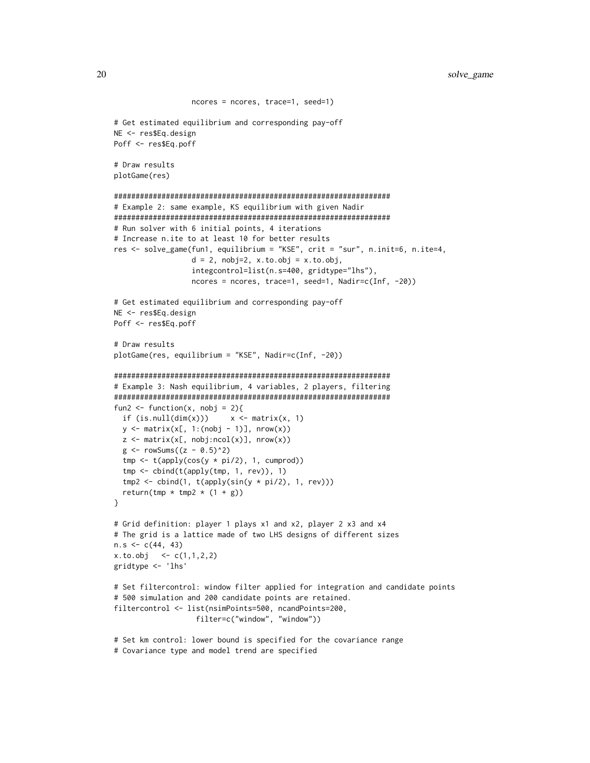```
                 ncores = ncores, trace=1, seed=1)

# Get estimated equilibrium and corresponding pay-off
NE <- res$Eq.design
Poff <- res$Eq.poff

# Draw results
plotGame(res)

################################################################
# Example 2: same example, KS equilibrium with given Nadir
################################################################
# Run solver with 6 initial points, 4 iterations
# Increase n.ite to at least 10 for better results
res <- solve_game(fun1, equilibrium = "KSE", crit = "sur", n.init=6, n.ite=4,
                 d = 2, nobj=2, x.to.obj = x.to.obj,
                 integcontrol=list(n.s=400, gridtype="lhs"),
                 ncores = ncores, trace=1, seed=1, Nadir=c(Inf, -20))

# Get estimated equilibrium and corresponding pay-off
NE <- res$Eq.design
Poff <- res$Eq.poff

# Draw results
plotGame(res, equilibrium = "KSE", Nadir=c(Inf, -20))

################################################################
# Example 3: Nash equilibrium, 4 variables, 2 players, filtering
################################################################
fun2 <- function(x, nobj = 2){
  if (is.null(dim(x)))     x <- matrix(x, 1)
  y <- matrix(x[, 1:(nobj - 1)], nrow(x))
  z <- matrix(x[, nobj:ncol(x)], nrow(x))
  g <- rowSums((z - 0.5)^2)
  tmp <- t(apply(cos(y * pi/2), 1, cumprod))
  tmp <- cbind(t(apply(tmp, 1, rev)), 1)
  tmp2 <- cbind(1, t(apply(sin(y * pi/2), 1, rev)))
  return(tmp * tmp2 * (1 + g))
}

# Grid definition: player 1 plays x1 and x2, player 2 x3 and x4
# The grid is a lattice made of two LHS designs of different sizes
n.s <- c(44, 43)
x.to.obj   <- c(1,1,2,2)
gridtype <- 'lhs'

# Set filtercontrol: window filter applied for integration and candidate points
# 500 simulation and 200 candidate points are retained.
filtercontrol <- list(nsimPoints=500, ncandPoints=200,
                  filter=c("window", "window"))

# Set km control: lower bound is specified for the covariance range
# Covariance type and model trend are specified
```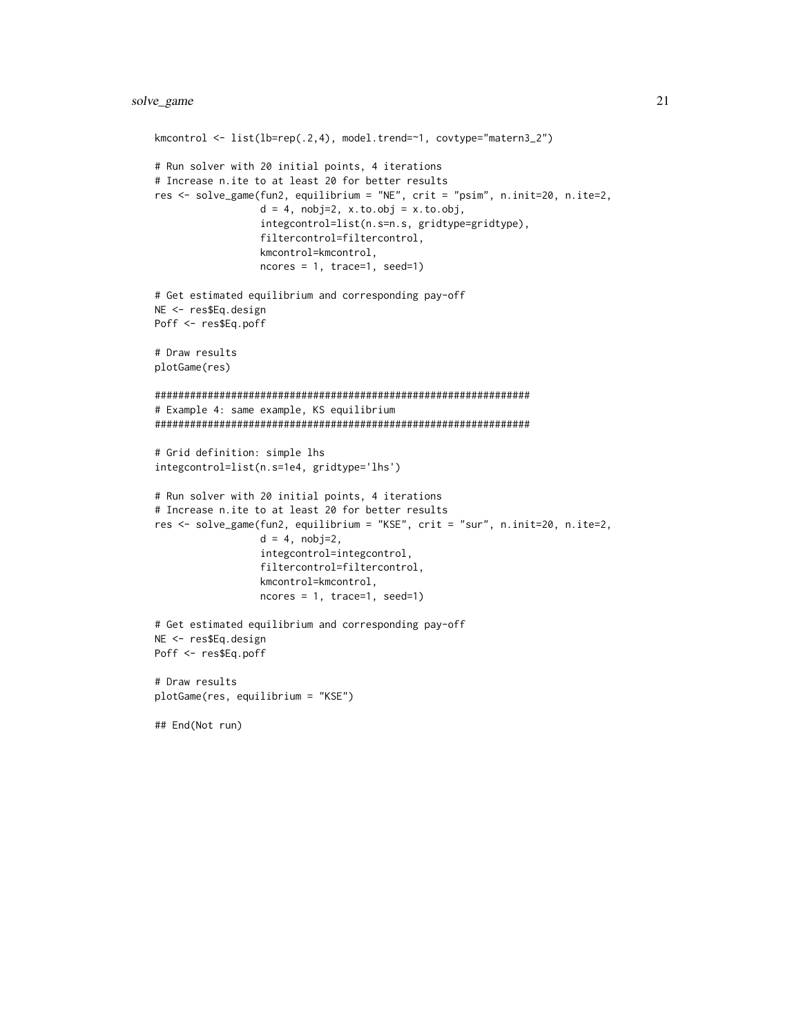```
kmcontrol <- list(lb=rep(.2,4), model.trend=~1, covtype="matern3_2")

# Run solver with 20 initial points, 4 iterations
# Increase n.ite to at least 20 for better results
res <- solve_game(fun2, equilibrium = "NE", crit = "psim", n.init=20, n.ite=2,
                  d = 4, nobj=2, x.to.obj = x.to.obj,
                  integcontrol=list(n.s=n.s, gridtype=gridtype),
                  filtercontrol=filtercontrol,
                  kmcontrol=kmcontrol,
                  ncores = 1, trace=1, seed=1)

# Get estimated equilibrium and corresponding pay-off
NE <- res$Eq.design
Poff <- res$Eq.poff

# Draw results
plotGame(res)

################################################################
# Example 4: same example, KS equilibrium
################################################################

# Grid definition: simple lhs
integcontrol=list(n.s=1e4, gridtype='lhs')

# Run solver with 20 initial points, 4 iterations
# Increase n.ite to at least 20 for better results
res <- solve_game(fun2, equilibrium = "KSE", crit = "sur", n.init=20, n.ite=2,
                  d = 4, nobj=2,
                  integcontrol=integcontrol,
                  filtercontrol=filtercontrol,
                  kmcontrol=kmcontrol,
                  ncores = 1, trace=1, seed=1)

# Get estimated equilibrium and corresponding pay-off
NE <- res$Eq.design
Poff <- res$Eq.poff

# Draw results
plotGame(res, equilibrium = "KSE")

## End(Not run)
```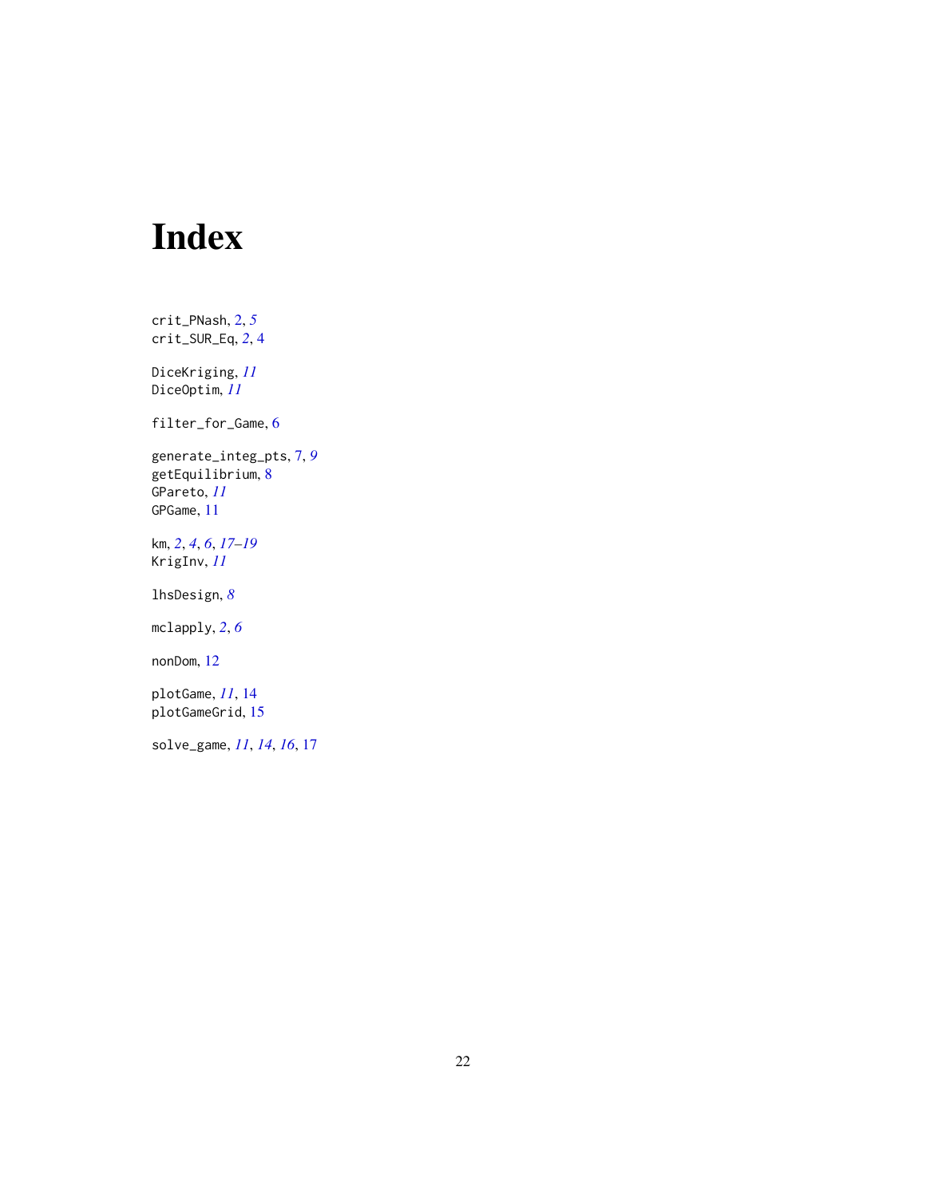# Index

crit_PNash, 2, *5*
crit_SUR_Eq, *2*, 4

DiceKriging, *11*
DiceOptim, *11*

filter_for_Game, 6

generate_integ_pts, 7, *9*
getEquilibrium, 8
GPareto, *11*
GPGame, 11

km, *2*, *4*, *6*, *17–19*
KrigInv, *11*

lhsDesign, *8*

mclapply, *2*, *6*

nonDom, 12

plotGame, *11*, 14
plotGameGrid, 15

solve_game, *11*, *14*, *16*, 17